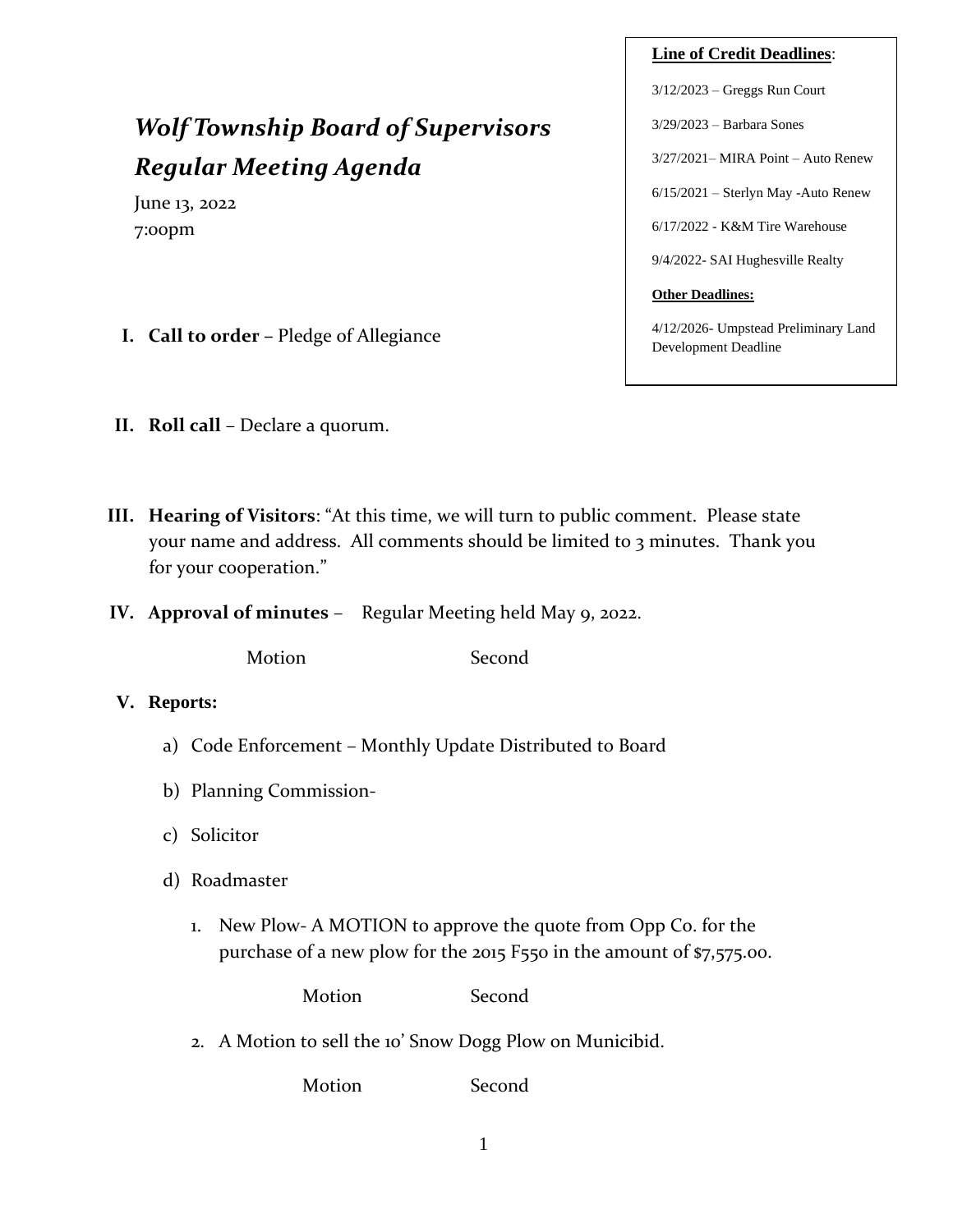**Line of Credit Deadlines**:

3/12/2023 – Greggs Run Court

3/29/2023 – Barbara Sones

3/27/2021– MIRA Point – Auto Renew

6/15/2021 – Sterlyn May -Auto Renew

6/17/2022 - K&M Tire Warehouse

9/4/2022- SAI Hughesville Realty

**Other Deadlines:**

4/12/2026- Umpstead Preliminary Land Development Deadline

# *Wolf Township Board of Supervisors*
# *Regular Meeting Agenda*

June 13, 2022
7:00pm

I. **Call to order** – Pledge of Allegiance

II. **Roll call** – Declare a quorum.

III. **Hearing of Visitors**: "At this time, we will turn to public comment. Please state your name and address. All comments should be limited to 3 minutes. Thank you for your cooperation."

IV. **Approval of minutes** – Regular Meeting held May 9, 2022.

Motion Second

V. **Reports:**

a) Code Enforcement – Monthly Update Distributed to Board

b) Planning Commission-

c) Solicitor

d) Roadmaster

1. New Plow- A MOTION to approve the quote from Opp Co. for the purchase of a new plow for the 2015 F550 in the amount of $7,575.00.

   Motion Second

2. A Motion to sell the 10' Snow Dogg Plow on Municibid.

   Motion Second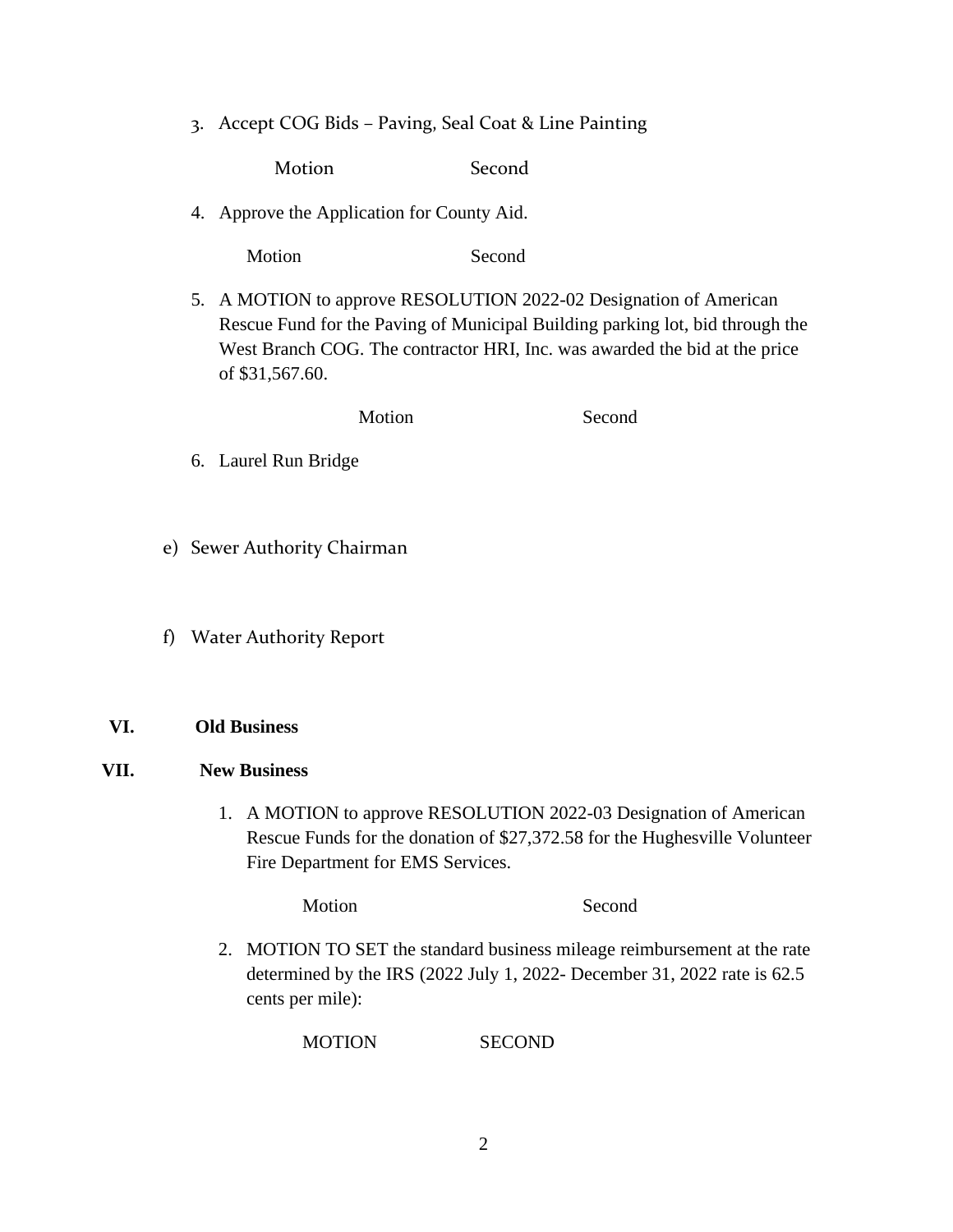3. Accept COG Bids – Paving, Seal Coat & Line Painting

   Motion Second

4. Approve the Application for County Aid.

   Motion Second

5. A MOTION to approve RESOLUTION 2022-02 Designation of American Rescue Fund for the Paving of Municipal Building parking lot, bid through the West Branch COG. The contractor HRI, Inc. was awarded the bid at the price of $31,567.60.

   Motion Second

6. Laurel Run Bridge

e) Sewer Authority Chairman

f) Water Authority Report

**VI. Old Business**

**VII. New Business**

1. A MOTION to approve RESOLUTION 2022-03 Designation of American Rescue Funds for the donation of $27,372.58 for the Hughesville Volunteer Fire Department for EMS Services.

   Motion Second

2. MOTION TO SET the standard business mileage reimbursement at the rate determined by the IRS (2022 July 1, 2022- December 31, 2022 rate is 62.5 cents per mile):

   MOTION SECOND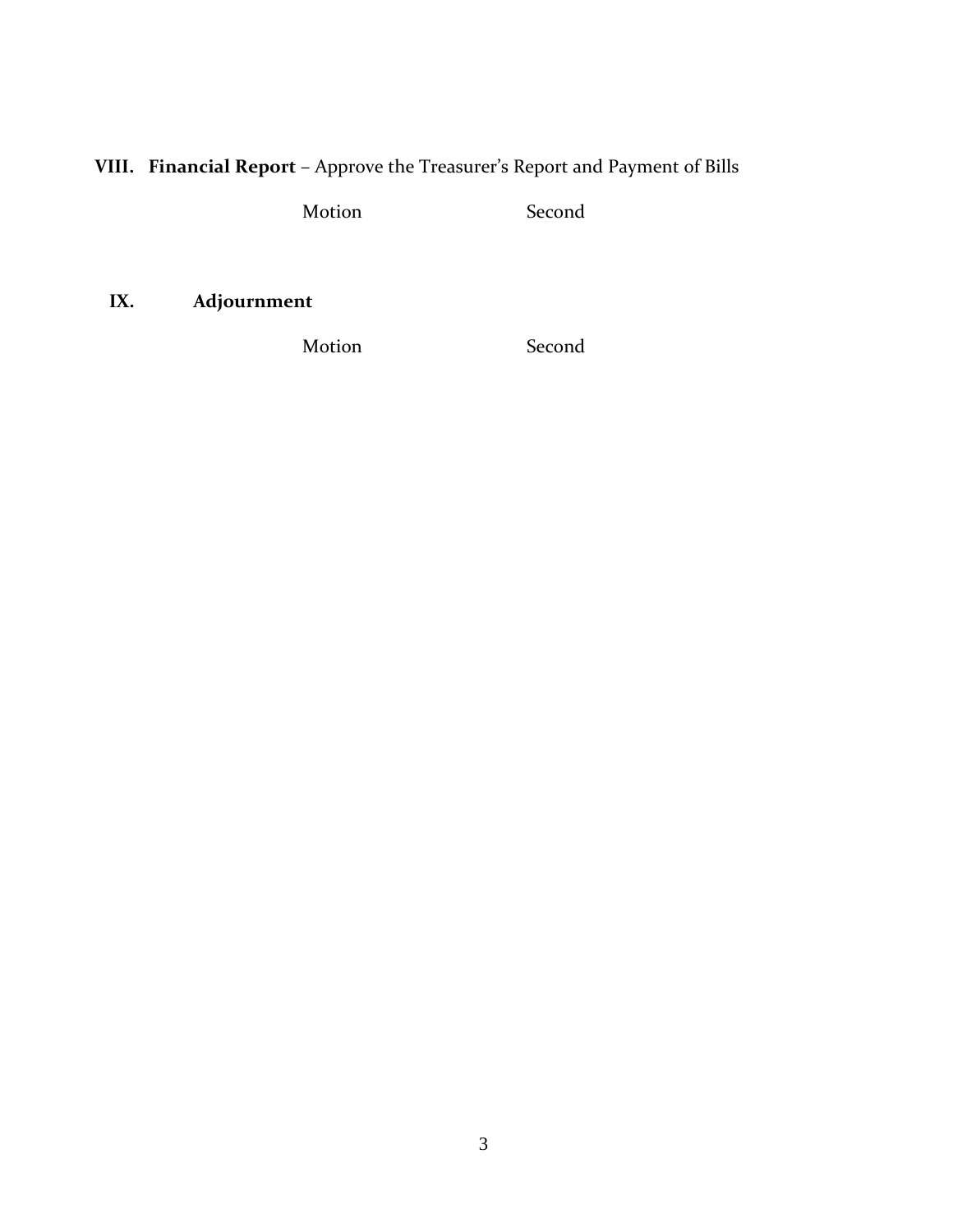**VIII. Financial Report** – Approve the Treasurer's Report and Payment of Bills

Motion Second

**IX. Adjournment**

Motion Second